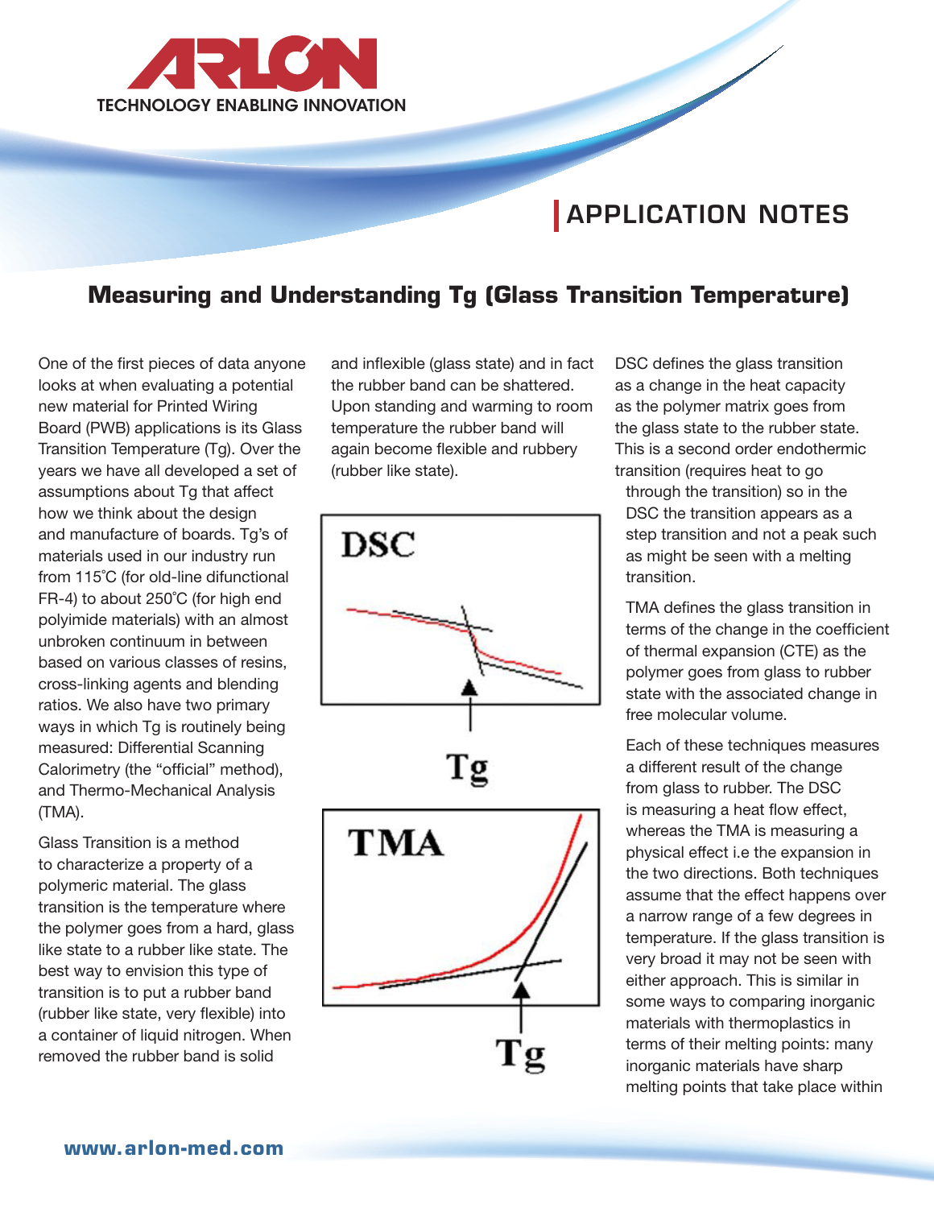# Measuring and Understanding Tg (Glass Transition Temperature)

One of the first pieces of data anyone looks at when evaluating a potential new material for Printed Wiring Board (PWB) applications is its Glass Transition Temperature (Tg). Over the years we have all developed a set of assumptions about Tg that affect how we think about the design and manufacture of boards. Tg's of materials used in our industry run from 115˚C (for old-line difunctional FR-4) to about 250˚C (for high end polyimide materials) with an almost unbroken continuum in between based on various classes of resins, cross-linking agents and blending ratios. We also have two primary ways in which Tg is routinely being measured: Differential Scanning Calorimetry (the "official" method), and Thermo-Mechanical Analysis (TMA).

Glass Transition is a method to characterize a property of a polymeric material. The glass transition is the temperature where the polymer goes from a hard, glass like state to a rubber like state. The best way to envision this type of transition is to put a rubber band (rubber like state, very flexible) into a container of liquid nitrogen. When removed the rubber band is solid and inflexible (glass state) and in fact the rubber band can be shattered. Upon standing and warming to room temperature the rubber band will again become flexible and rubbery (rubber like state).

DSC

Tg

TMA

Tg

DSC defines the glass transition as a change in the heat capacity as the polymer matrix goes from the glass state to the rubber state. This is a second order endothermic transition (requires heat to go through the transition) so in the DSC the transition appears as a step transition and not a peak such as might be seen with a melting transition.

TMA defines the glass transition in terms of the change in the coefficient of thermal expansion (CTE) as the polymer goes from glass to rubber state with the associated change in free molecular volume.

Each of these techniques measures a different result of the change from glass to rubber. The DSC is measuring a heat flow effect, whereas the TMA is measuring a physical effect i.e the expansion in the two directions. Both techniques assume that the effect happens over a narrow range of a few degrees in temperature. If the glass transition is very broad it may not be seen with either approach. This is similar in some ways to comparing inorganic materials with thermoplastics in terms of their melting points: many inorganic materials have sharp melting points that take place within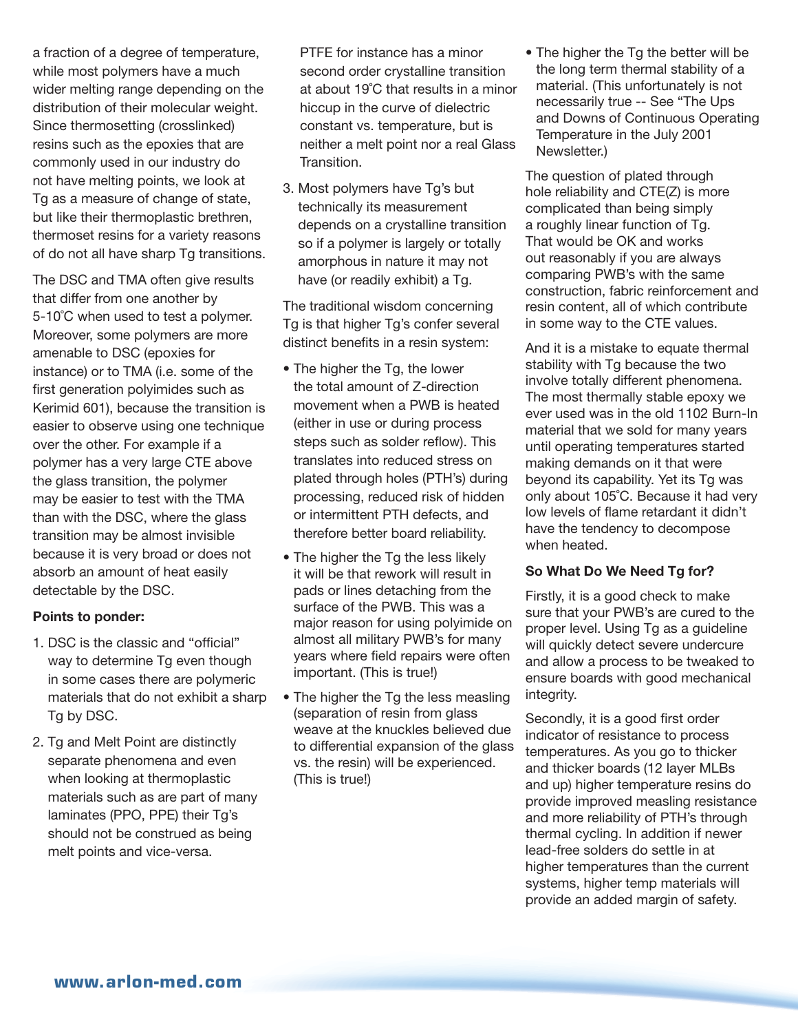a fraction of a degree of temperature, while most polymers have a much wider melting range depending on the distribution of their molecular weight. Since thermosetting (crosslinked) resins such as the epoxies that are commonly used in our industry do not have melting points, we look at Tg as a measure of change of state, but like their thermoplastic brethren, thermoset resins for a variety reasons of do not all have sharp Tg transitions.

The DSC and TMA often give results that differ from one another by 5-10˚C when used to test a polymer. Moreover, some polymers are more amenable to DSC (epoxies for instance) or to TMA (i.e. some of the first generation polyimides such as Kerimid 601), because the transition is easier to observe using one technique over the other. For example if a polymer has a very large CTE above the glass transition, the polymer may be easier to test with the TMA than with the DSC, where the glass transition may be almost invisible because it is very broad or does not absorb an amount of heat easily detectable by the DSC.

**Points to ponder:**

1. DSC is the classic and "official" way to determine Tg even though in some cases there are polymeric materials that do not exhibit a sharp Tg by DSC.
2. Tg and Melt Point are distinctly separate phenomena and even when looking at thermoplastic materials such as are part of many laminates (PPO, PPE) their Tg's should not be construed as being melt points and vice-versa.

   PTFE for instance has a minor second order crystalline transition at about 19˚C that results in a minor hiccup in the curve of dielectric constant vs. temperature, but is neither a melt point nor a real Glass Transition.
3. Most polymers have Tg's but technically its measurement depends on a crystalline transition so if a polymer is largely or totally amorphous in nature it may not have (or readily exhibit) a Tg.

The traditional wisdom concerning Tg is that higher Tg's confer several distinct benefits in a resin system:

- The higher the Tg, the lower the total amount of Z-direction movement when a PWB is heated (either in use or during process steps such as solder reflow). This translates into reduced stress on plated through holes (PTH's) during processing, reduced risk of hidden or intermittent PTH defects, and therefore better board reliability.
- The higher the Tg the less likely it will be that rework will result in pads or lines detaching from the surface of the PWB. This was a major reason for using polyimide on almost all military PWB's for many years where field repairs were often important. (This is true!)
- The higher the Tg the less measling (separation of resin from glass weave at the knuckles believed due to differential expansion of the glass vs. the resin) will be experienced. (This is true!)
- The higher the Tg the better will be the long term thermal stability of a material. (This unfortunately is not necessarily true -- See "The Ups and Downs of Continuous Operating Temperature in the July 2001 Newsletter.)

The question of plated through hole reliability and CTE(Z) is more complicated than being simply a roughly linear function of Tg. That would be OK and works out reasonably if you are always comparing PWB's with the same construction, fabric reinforcement and resin content, all of which contribute in some way to the CTE values.

And it is a mistake to equate thermal stability with Tg because the two involve totally different phenomena. The most thermally stable epoxy we ever used was in the old 1102 Burn-In material that we sold for many years until operating temperatures started making demands on it that were beyond its capability. Yet its Tg was only about 105˚C. Because it had very low levels of flame retardant it didn't have the tendency to decompose when heated.

**So What Do We Need Tg for?**

Firstly, it is a good check to make sure that your PWB's are cured to the proper level. Using Tg as a guideline will quickly detect severe undercure and allow a process to be tweaked to ensure boards with good mechanical integrity.

Secondly, it is a good first order indicator of resistance to process temperatures. As you go to thicker and thicker boards (12 layer MLBs and up) higher temperature resins do provide improved measling resistance and more reliability of PTH's through thermal cycling. In addition if newer lead-free solders do settle in at higher temperatures than the current systems, higher temp materials will provide an added margin of safety.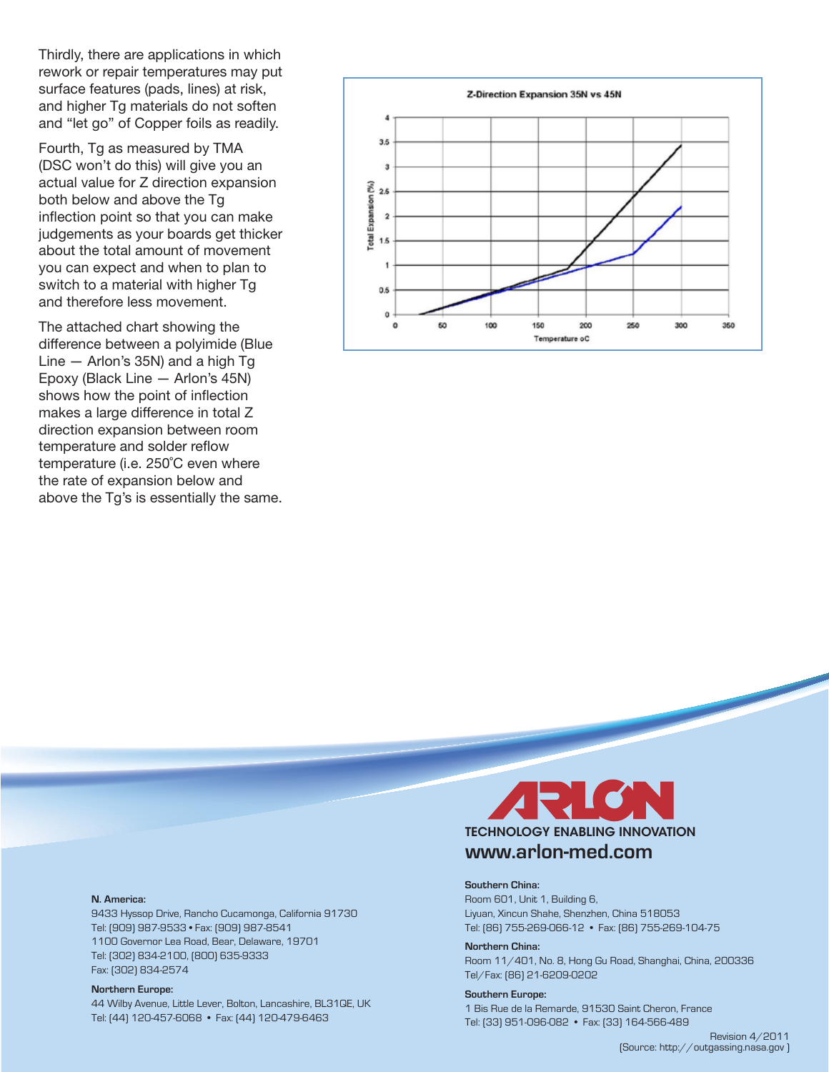Thirdly, there are applications in which rework or repair temperatures may put surface features (pads, lines) at risk, and higher Tg materials do not soften and "let go" of Copper foils as readily.

Fourth, Tg as measured by TMA (DSC won't do this) will give you an actual value for Z direction expansion both below and above the Tg inflection point so that you can make judgements as your boards get thicker about the total amount of movement you can expect and when to plan to switch to a material with higher Tg and therefore less movement.

The attached chart showing the difference between a polyimide (Blue Line — Arlon's 35N) and a high Tg Epoxy (Black Line — Arlon's 45N) shows how the point of inflection makes a large difference in total Z direction expansion between room temperature and solder reflow temperature (i.e. 250˚C even where the rate of expansion below and above the Tg's is essentially the same.

Z-Direction Expansion 35N vs 45N

Total Expansion (%)

0
0.5
1
1.5
2
2.5
3
3.5
4

0
50
100
150
200
250
300
350

Temperature oC

TECHNOLOGY ENABLING INNOVATION

**www.arlon-med.com**

**N. America:**
9433 Hyssop Drive, Rancho Cucamonga, California 91730
Tel: (909) 987-9533 • Fax: (909) 987-8541
1100 Governor Lea Road, Bear, Delaware, 19701
Tel: (302) 834-2100, (800) 635-9333
Fax: (302) 834-2574

**Northern Europe:**
44 Wilby Avenue, Little Lever, Bolton, Lancashire, BL31QE, UK
Tel: (44) 120-457-6068 • Fax: (44) 120-479-6463

**Southern China:**
Room 601, Unit 1, Building 6,
Liyuan, Xincun Shahe, Shenzhen, China 518053
Tel: (86) 755-269-066-12 • Fax: (86) 755-269-104-75

**Northern China:**
Room 11/401, No. 8, Hong Gu Road, Shanghai, China, 200336
Tel/Fax: (86) 21-6209-0202

**Southern Europe:**
1 Bis Rue de la Remarde, 91530 Saint Cheron, France
Tel: (33) 951-096-082 • Fax: (33) 164-566-489

Revision 4/2011
(Source: http://outgassing.nasa.gov )